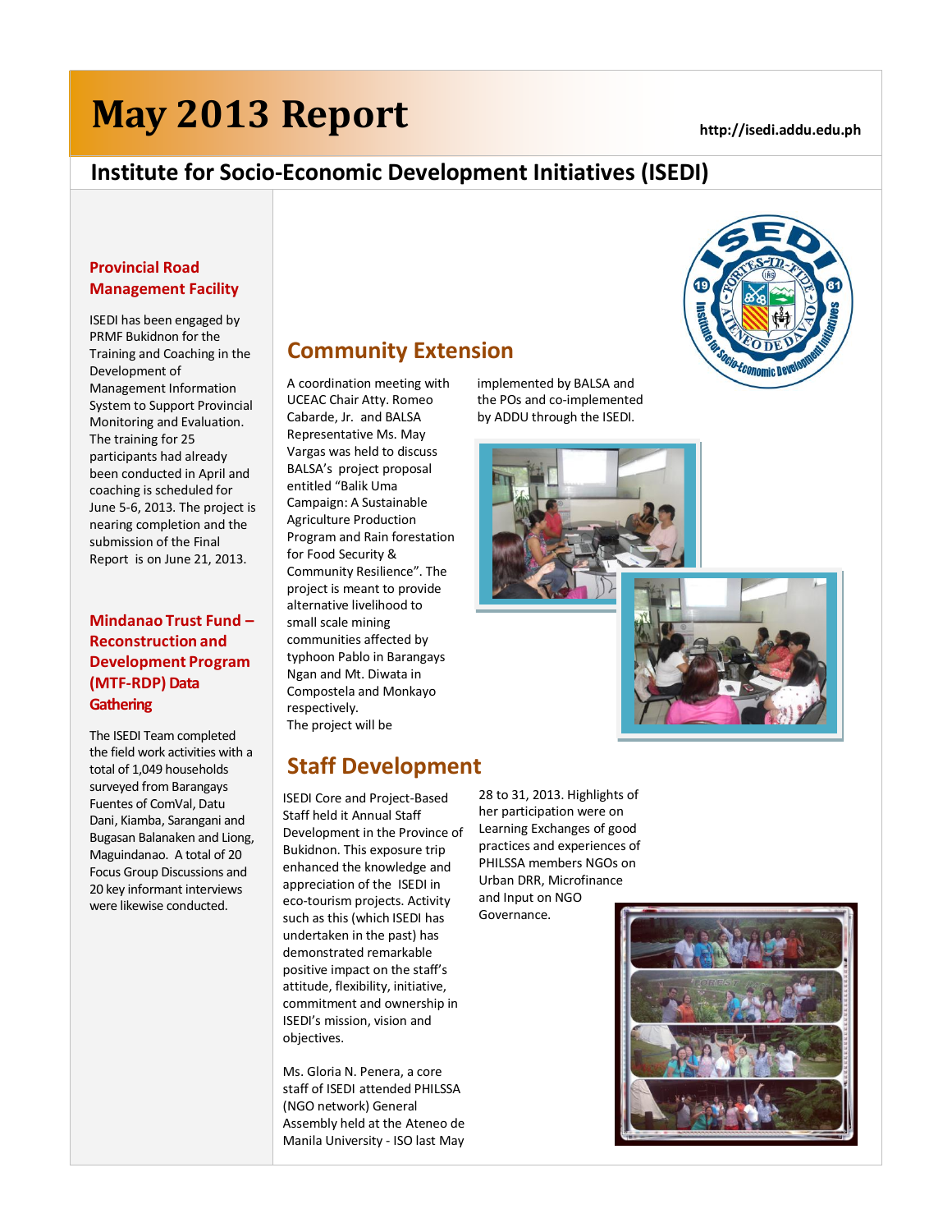# May 2013 Report

http://isedi.addu.edu.ph

## Institute for Socio-Economic Development Initiatives (ISEDI)

### Provincial Road Management Facility

ISEDI has been engaged by PRMF Bukidnon for the Training and Coaching in the Development of Management Information System to Support Provincial Monitoring and Evaluation. The training for 25 participants had already been conducted in April and coaching is scheduled for June 5-6, 2013. The project is nearing completion and the submission of the Final Report is on June 21, 2013.

### Mindanao Trust Fund – Reconstruction and Development Program (MTF-RDP) Data Gathering

The ISEDI Team completed the field work activities with a total of 1,049 households surveyed from Barangays Fuentes of ComVal, Datu Dani, Kiamba, Sarangani and Bugasan Balanaken and Liong, Maguindanao. A total of 20 Focus Group Discussions and 20 key informant interviews were likewise conducted.

## Community Extension

A coordination meeting with UCEAC Chair Atty. Romeo Cabarde, Jr. and BALSA Representative Ms. May Vargas was held to discuss BALSA's project proposal entitled "Balik Uma Campaign: A Sustainable Agriculture Production Program and Rain forestation for Food Security & Community Resilience". The project is meant to provide alternative livelihood to small scale mining communities affected by typhoon Pablo in Barangays Ngan and Mt. Diwata in Compostela and Monkayo respectively.

The project will be implemented by BALSA and the POs and co-implemented by ADDU through the ISEDI.

## Staff Development

ISEDI Core and Project-Based Staff held it Annual Staff Development in the Province of Bukidnon. This exposure trip enhanced the knowledge and appreciation of the ISEDI in eco-tourism projects. Activity such as this (which ISEDI has undertaken in the past) has demonstrated remarkable positive impact on the staff's attitude, flexibility, initiative, commitment and ownership in ISEDI's mission, vision and objectives.

Ms. Gloria N. Penera, a core staff of ISEDI attended PHILSSA (NGO network) General Assembly held at the Ateneo de Manila University - ISO last May 28 to 31, 2013. Highlights of her participation were on Learning Exchanges of good practices and experiences of PHILSSA members NGOs on Urban DRR, Microfinance and Input on NGO Governance.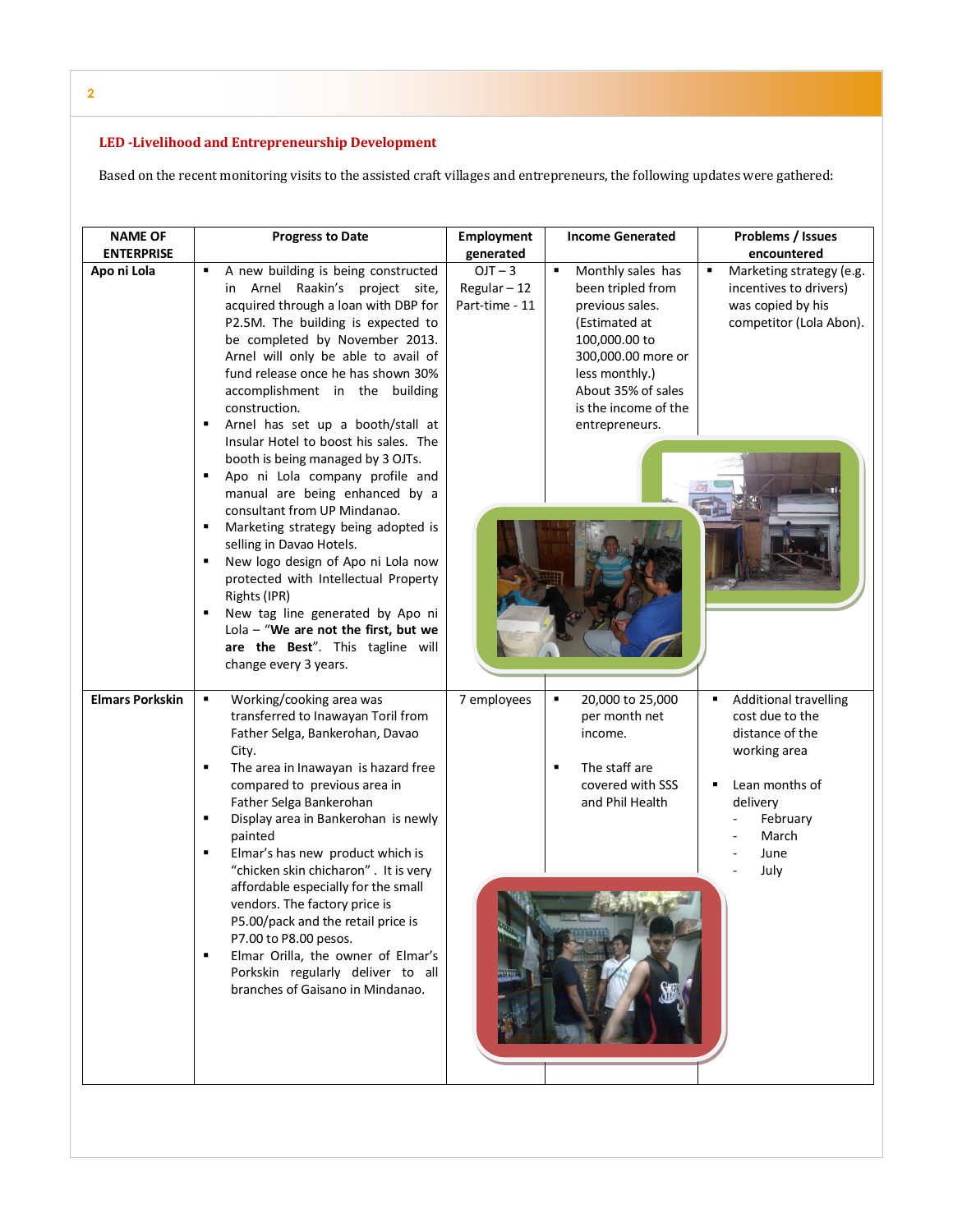## LED -Livelihood and Entrepreneurship Development

Based on the recent monitoring visits to the assisted craft villages and entrepreneurs, the following updates were gathered:

| NAME OF ENTERPRISE | Progress to Date | Employment generated | Income Generated | Problems / Issues encountered |
|---|---|---|---|---|
| Apo ni Lola | ▪ A new building is being constructed in Arnel Raakin's project site, acquired through a loan with DBP for P2.5M. The building is expected to be completed by November 2013. Arnel will only be able to avail of fund release once he has shown 30% accomplishment in the building construction.<br>▪ Arnel has set up a booth/stall at Insular Hotel to boost his sales. The booth is being managed by 3 OJTs.<br>▪ Apo ni Lola company profile and manual are being enhanced by a consultant from UP Mindanao.<br>▪ Marketing strategy being adopted is selling in Davao Hotels.<br>▪ New logo design of Apo ni Lola now protected with Intellectual Property Rights (IPR)<br>▪ New tag line generated by Apo ni Lola – "**We are not the first, but we are the Best**". This tagline will change every 3 years. | OJT – 3<br>Regular – 12<br>Part-time - 11 | ▪ Monthly sales has been tripled from previous sales. (Estimated at 100,000.00 to 300,000.00 more or less monthly.) About 35% of sales is the income of the entrepreneurs. | ▪ Marketing strategy (e.g. incentives to drivers) was copied by his competitor (Lola Abon). |
| Elmars Porkskin | ▪ Working/cooking area was transferred to Inawayan Toril from Father Selga, Bankerohan, Davao City.<br>▪ The area in Inawayan is hazard free compared to previous area in Father Selga Bankerohan<br>▪ Display area in Bankerohan is newly painted<br>▪ Elmar's has new product which is "chicken skin chicharon". It is very affordable especially for the small vendors. The factory price is P5.00/pack and the retail price is P7.00 to P8.00 pesos.<br>▪ Elmar Orilla, the owner of Elmar's Porkskin regularly deliver to all branches of Gaisano in Mindanao. | 7 employees | ▪ 20,000 to 25,000 per month net income.<br>▪ The staff are covered with SSS and Phil Health | ▪ Additional travelling cost due to the distance of the working area<br>▪ Lean months of delivery<br>- February<br>- March<br>- June<br>- July |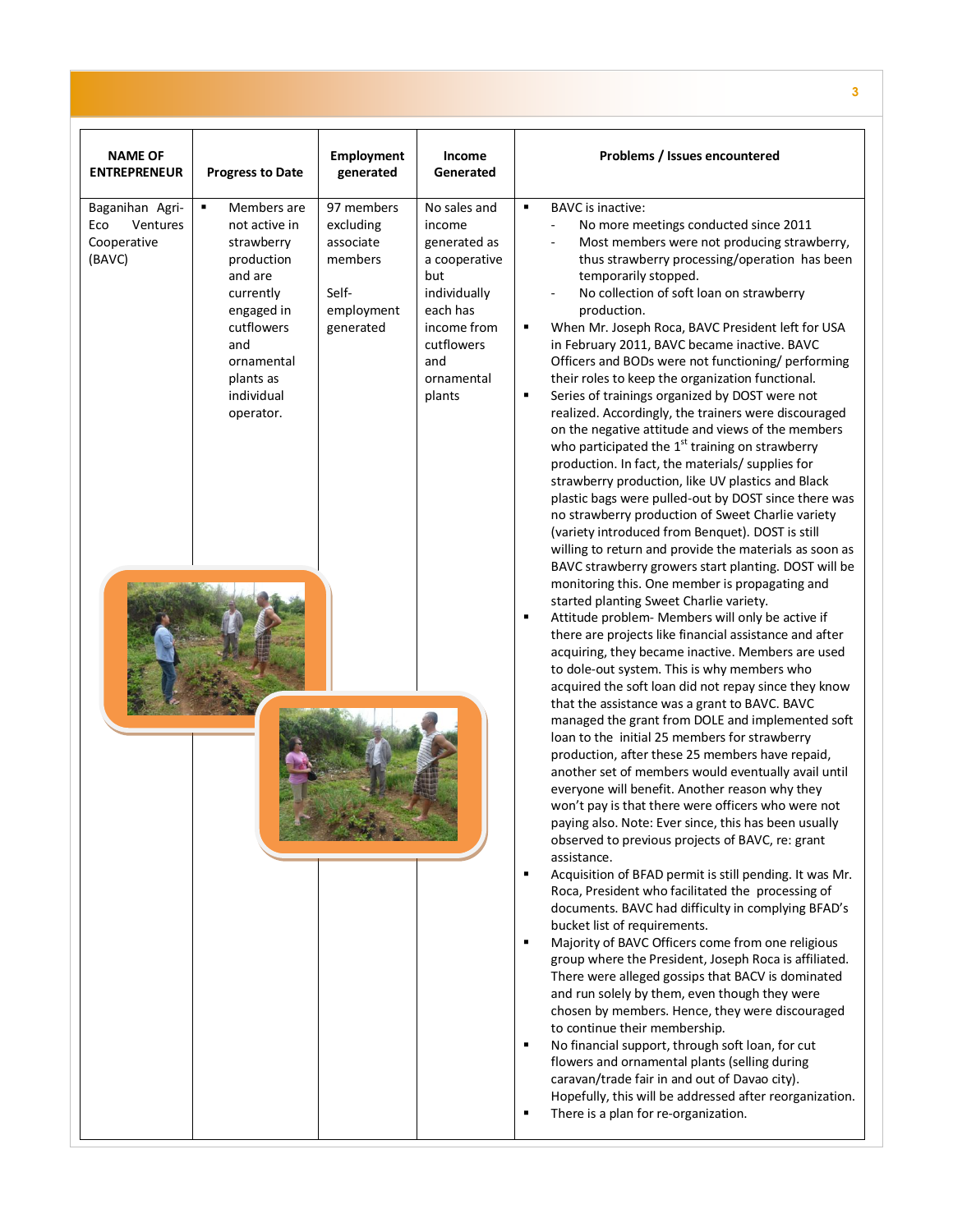| NAME OF ENTREPRENEUR | Progress to Date | Employment generated | Income Generated | Problems / Issues encountered |
|---|---|---|---|---|
| Baganihan Agri-Eco Ventures Cooperative (BAVC) | ▪ Members are not active in strawberry production and are currently engaged in cutflowers and ornamental plants as individual operator. | 97 members excluding associate members<br><br>Self-employment generated | No sales and income generated as a cooperative but individually each has income from cutflowers and ornamental plants | ▪ BAVC is inactive:<br>- No more meetings conducted since 2011<br>- Most members were not producing strawberry, thus strawberry processing/operation has been temporarily stopped.<br>- No collection of soft loan on strawberry production.<br>▪ When Mr. Joseph Roca, BAVC President left for USA in February 2011, BAVC became inactive. BAVC Officers and BODs were not functioning/ performing their roles to keep the organization functional.<br>▪ Series of trainings organized by DOST were not realized. Accordingly, the trainers were discouraged on the negative attitude and views of the members who participated the 1st training on strawberry production. In fact, the materials/ supplies for strawberry production, like UV plastics and Black plastic bags were pulled-out by DOST since there was no strawberry production of Sweet Charlie variety (variety introduced from Benquet). DOST is still willing to return and provide the materials as soon as BAVC strawberry growers start planting. DOST will be monitoring this. One member is propagating and started planting Sweet Charlie variety.<br>▪ Attitude problem- Members will only be active if there are projects like financial assistance and after acquiring, they became inactive. Members are used to dole-out system. This is why members who acquired the soft loan did not repay since they know that the assistance was a grant to BAVC. BAVC managed the grant from DOLE and implemented soft loan to the initial 25 members for strawberry production, after these 25 members have repaid, another set of members would eventually avail until everyone will benefit. Another reason why they won't pay is that there were officers who were not paying also. Note: Ever since, this has been usually observed to previous projects of BAVC, re: grant assistance.<br>▪ Acquisition of BFAD permit is still pending. It was Mr. Roca, President who facilitated the processing of documents. BAVC had difficulty in complying BFAD's bucket list of requirements.<br>▪ Majority of BAVC Officers come from one religious group where the President, Joseph Roca is affiliated. There were alleged gossips that BACV is dominated and run solely by them, even though they were chosen by members. Hence, they were discouraged to continue their membership.<br>▪ No financial support, through soft loan, for cut flowers and ornamental plants (selling during caravan/trade fair in and out of Davao city). Hopefully, this will be addressed after reorganization.<br>▪ There is a plan for re-organization. |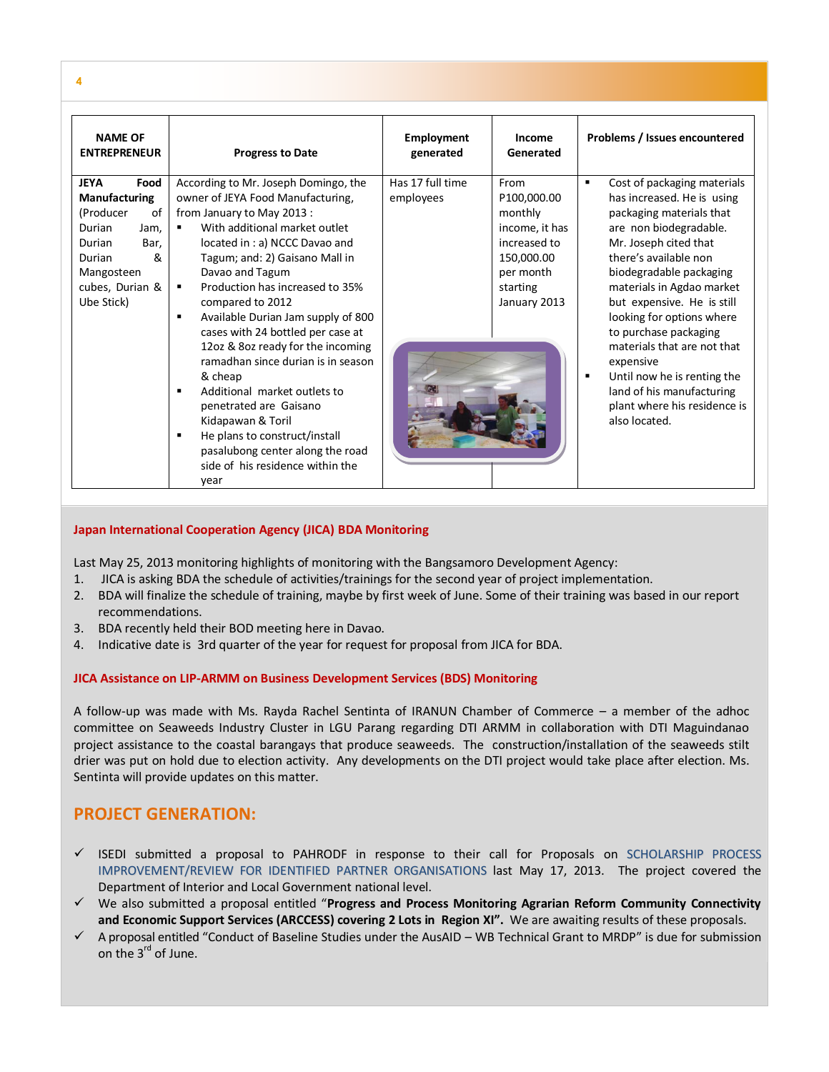| NAME OF ENTREPRENEUR | Progress to Date | Employment generated | Income Generated | Problems / Issues encountered |
|---|---|---|---|---|
| **JEYA Food Manufacturing** (Producer of Durian Jam, Durian Bar, Durian & Mangosteen cubes, Durian & Ube Stick) | According to Mr. Joseph Domingo, the owner of JEYA Food Manufacturing, from January to May 2013 : <br>▪ With additional market outlet located in : a) NCCC Davao and Tagum; and: 2) Gaisano Mall in Davao and Tagum <br>▪ Production has increased to 35% compared to 2012 <br>▪ Available Durian Jam supply of 800 cases with 24 bottled per case at 12oz & 8oz ready for the incoming ramadhan since durian is in season & cheap <br>▪ Additional market outlets to penetrated are Gaisano Kidapawan & Toril <br>▪ He plans to construct/install pasalubong center along the road side of his residence within the year | Has 17 full time employees | From P100,000.00 monthly income, it has increased to 150,000.00 per month starting January 2013 | ▪ Cost of packaging materials has increased. He is using packaging materials that are non biodegradable. Mr. Joseph cited that there's available non biodegradable packaging materials in Agdao market but expensive. He is still looking for options where to purchase packaging materials that are not that expensive <br>▪ Until now he is renting the land of his manufacturing plant where his residence is also located. |

**Japan International Cooperation Agency (JICA) BDA Monitoring**

Last May 25, 2013 monitoring highlights of monitoring with the Bangsamoro Development Agency:

1. JICA is asking BDA the schedule of activities/trainings for the second year of project implementation.
2. BDA will finalize the schedule of training, maybe by first week of June. Some of their training was based in our report recommendations.
3. BDA recently held their BOD meeting here in Davao.
4. Indicative date is 3rd quarter of the year for request for proposal from JICA for BDA.

**JICA Assistance on LIP-ARMM on Business Development Services (BDS) Monitoring**

A follow-up was made with Ms. Rayda Rachel Sentinta of IRANUN Chamber of Commerce – a member of the adhoc committee on Seaweeds Industry Cluster in LGU Parang regarding DTI ARMM in collaboration with DTI Maguindanao project assistance to the coastal barangays that produce seaweeds. The construction/installation of the seaweeds drier was put on hold due to election activity. Any developments on the DTI project would take place after election. Ms. Sentinta will provide updates on this matter.

## PROJECT GENERATION:

- ✓ ISEDI submitted a proposal to PAHRODF in response to their call for Proposals on SCHOLARSHIP PROCESS IMPROVEMENT/REVIEW FOR IDENTIFIED PARTNER ORGANISATIONS last May 17, 2013. The project covered the Department of Interior and Local Government national level.
- ✓ We also submitted a proposal entitled "**Progress and Process Monitoring Agrarian Reform Community Connectivity and Economic Support Services (ARCCESS) covering 2 Lots in Region XI".** We are awaiting results of these proposals.
- ✓ A proposal entitled "Conduct of Baseline Studies under the AusAID – WB Technical Grant to MRDP" is due for submission on the 3rd of June.